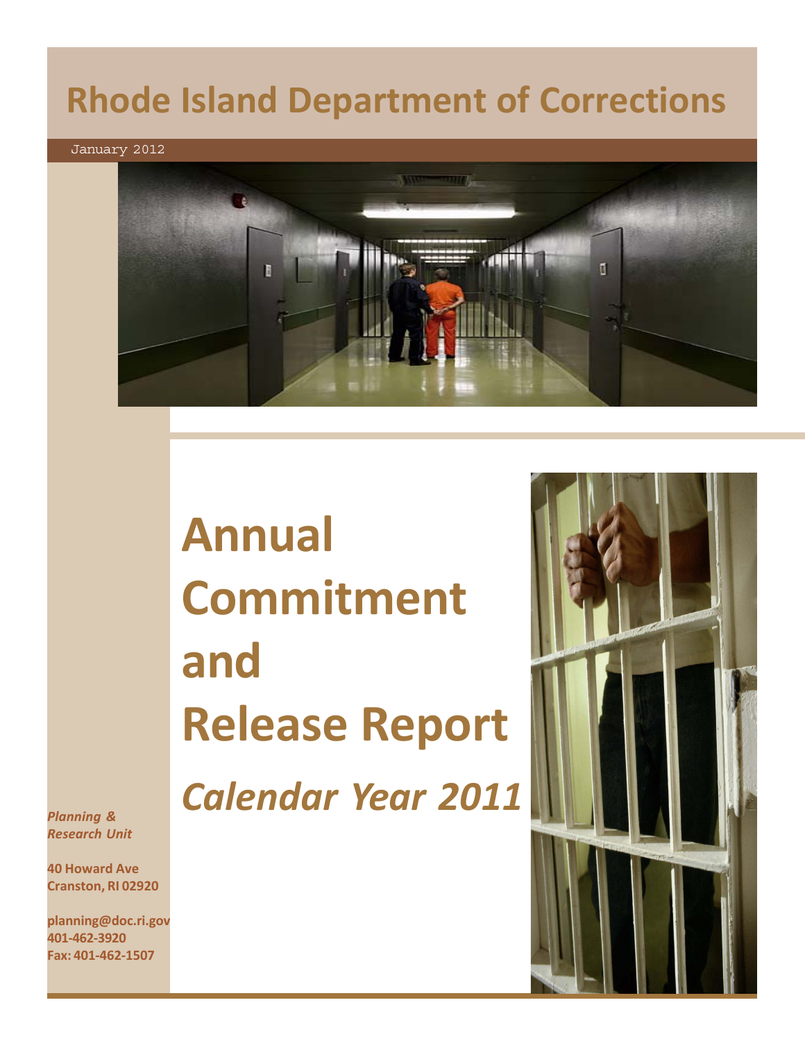# Rhode Island Department of Corrections

January 2012

# Annual Commitment and Release Report

## *Calendar Year 2011*

***Planning & Research Unit***

**40 Howard Ave**
**Cranston, RI 02920**

**planning@doc.ri.gov**
**401-462-3920**
**Fax: 401-462-1507**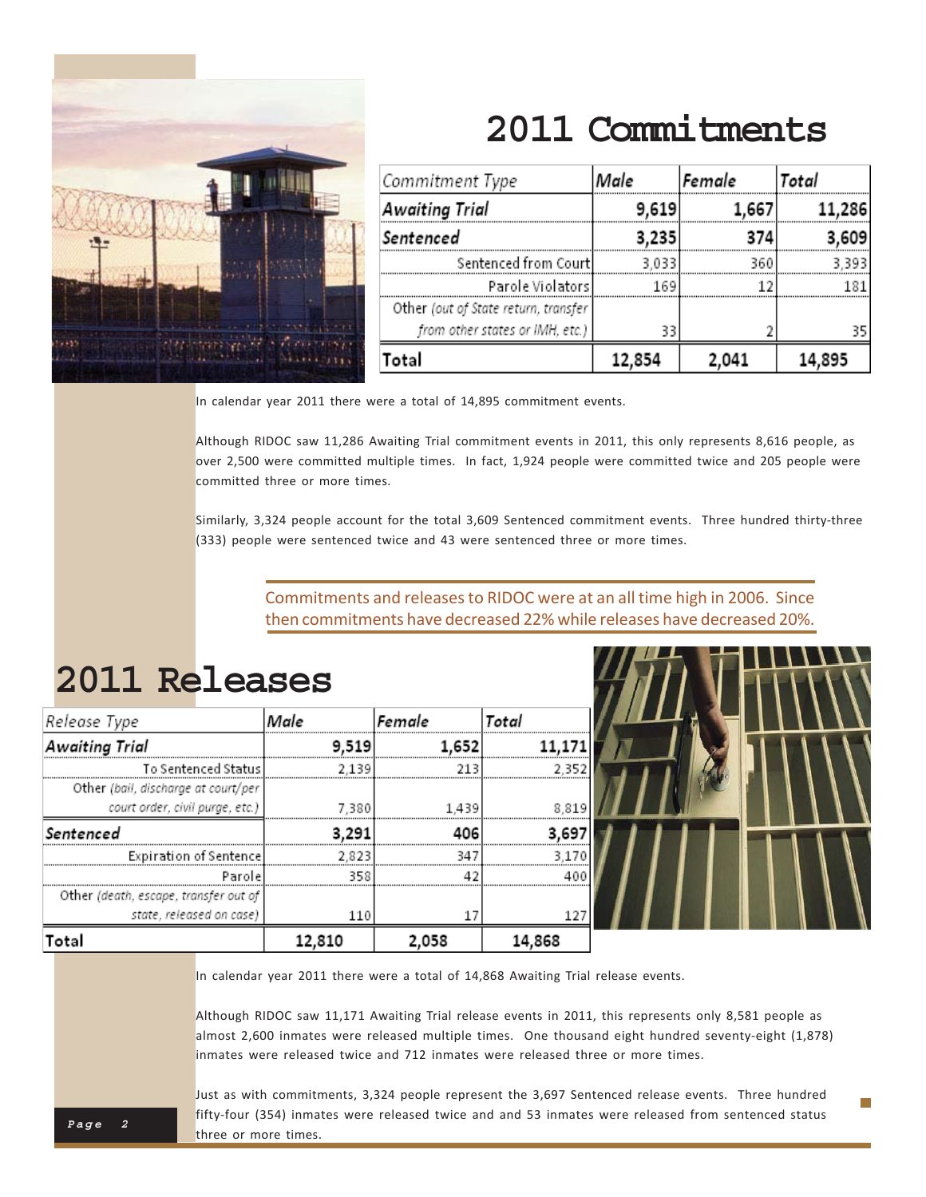# 2011 Commitments

| Commitment Type | Male | Female | Total |
|---|---|---|---|
| ***Awaiting Trial*** | **9,619** | **1,667** | **11,286** |
| ***Sentenced*** | **3,235** | **374** | **3,609** |
| Sentenced from Court | 3,033 | 360 | 3,393 |
| Parole Violators | 169 | 12 | 181 |
| Other *(out of State return, transfer from other states or IMH, etc.)* | 33 | 2 | 35 |
| **Total** | **12,854** | **2,041** | **14,895** |

In calendar year 2011 there were a total of 14,895 commitment events.

Although RIDOC saw 11,286 Awaiting Trial commitment events in 2011, this only represents 8,616 people, as over 2,500 were committed multiple times. In fact, 1,924 people were committed twice and 205 people were committed three or more times.

Similarly, 3,324 people account for the total 3,609 Sentenced commitment events. Three hundred thirty-three (333) people were sentenced twice and 43 were sentenced three or more times.

Commitments and releases to RIDOC were at an all time high in 2006. Since then commitments have decreased 22% while releases have decreased 20%.

# 2011 Releases

| Release Type | Male | Female | Total |
|---|---|---|---|
| ***Awaiting Trial*** | **9,519** | **1,652** | **11,171** |
| To Sentenced Status | 2,139 | 213 | 2,352 |
| Other *(bail, discharge at court/per court order, civil purge, etc.)* | 7,380 | 1,439 | 8,819 |
| ***Sentenced*** | **3,291** | **406** | **3,697** |
| Expiration of Sentence | 2,823 | 347 | 3,170 |
| Parole | 358 | 42 | 400 |
| Other *(death, escape, transfer out of state, released on case)* | 110 | 17 | 127 |
| **Total** | **12,810** | **2,058** | **14,868** |

In calendar year 2011 there were a total of 14,868 Awaiting Trial release events.

Although RIDOC saw 11,171 Awaiting Trial release events in 2011, this represents only 8,581 people as almost 2,600 inmates were released multiple times. One thousand eight hundred seventy-eight (1,878) inmates were released twice and 712 inmates were released three or more times.

Just as with commitments, 3,324 people represent the 3,697 Sentenced release events. Three hundred fifty-four (354) inmates were released twice and and 53 inmates were released from sentenced status three or more times.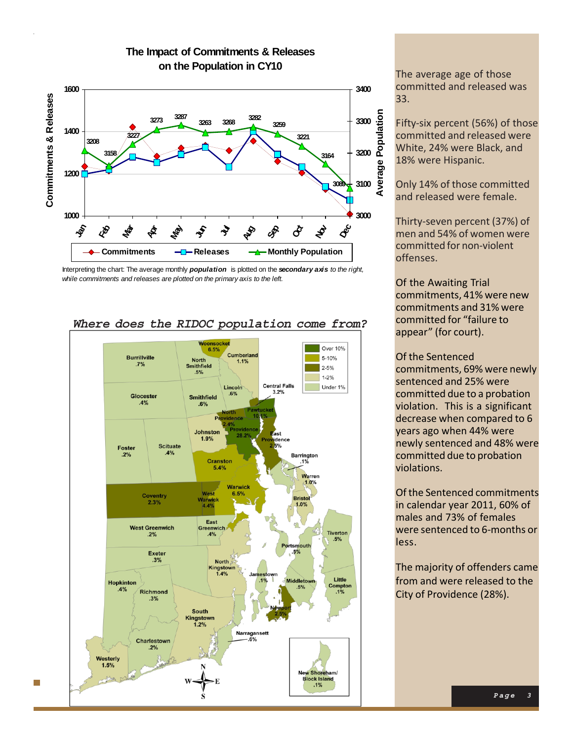## The Impact of Commitments & Releases on the Population in CY10

Commitments & Releases

Average Population

1600
1400
1200
1000

3400
3300
3200
3100
3000

3208
3158
3227
3273
3287
3263
3268
3282
3259
3221
3164
3089

Jan Feb Mar Apr May Jun Jul Aug Sep Oct Nov Dec

Commitments
Releases
Monthly Population

Interpreting the chart: The average monthly ***population*** is plotted on the ***secondary axis*** *to the right, while commitments and releases are plotted on the primary axis to the left.*

## *Where does the RIDOC population come from?*

Over 10%
5-10%
2-5%
1-2%
Under 1%

Woonsocket 6.5%
Cumberland 1.1%
Burrillville .7%
North Smithfield .5%
Lincoln .6%
Central Falls 3.2%
Glocester .4%
Smithfield .6%
Pawtucket 10.1%
North Providence 2.4%
Providence 28.2%
East Providence 2.5%
Johnston 1.9%
Foster .2%
Scituate .4%
Cranston 5.4%
Barrington .1%
Warren 1.0%
Bristol 1.0%
Coventry 2.3%
West Warwick 4.4%
Warwick 6.5%
West Greenwich .2%
East Greenwich .4%
Tiverton .5%
Portsmouth .5%
Exeter .3%
North Kingstown 1.4%
Jamestown .1%
Middletown .5%
Little Compton .1%
Hopkinton .4%
Richmond .3%
Newport 2.5%
South Kingstown 1.2%
Narragansett .6%
Charlestown .2%
Westerly 1.5%
New Shoreham/ Block Island .1%

N
W E
S

The average age of those committed and released was 33.

Fifty-six percent (56%) of those committed and released were White, 24% were Black, and 18% were Hispanic.

Only 14% of those committed and released were female.

Thirty-seven percent (37%) of men and 54% of women were committed for non-violent offenses.

Of the Awaiting Trial commitments, 41% were new commitments and 31% were committed for “failure to appear” (for court).

Of the Sentenced commitments, 69% were newly sentenced and 25% were committed due to a probation violation. This is a significant decrease when compared to 6 years ago when 44% were newly sentenced and 48% were committed due to probation violations.

Of the Sentenced commitments in calendar year 2011, 60% of males and 73% of females were sentenced to 6-months or less.

The majority of offenders came from and were released to the City of Providence (28%).